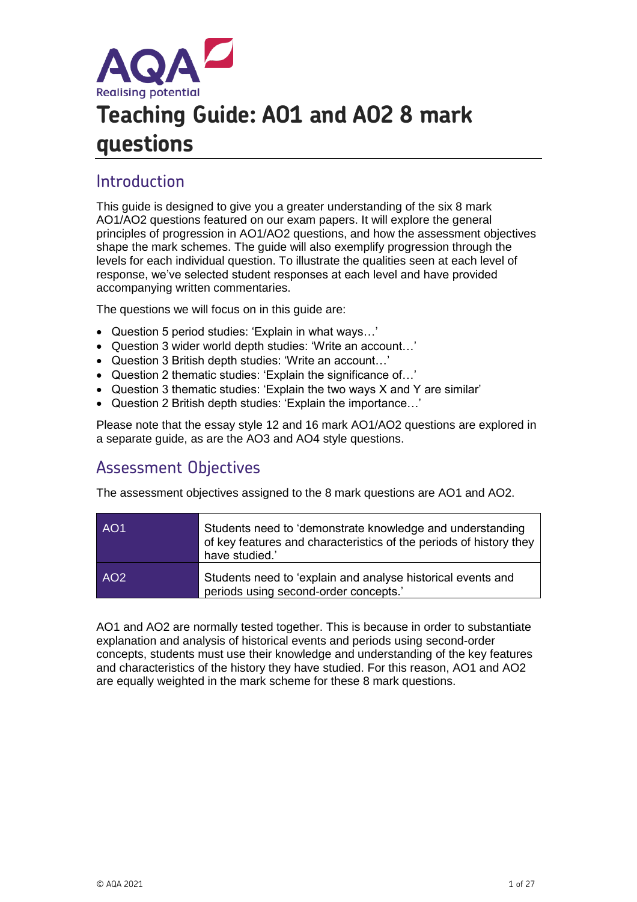AQA
Realising potential

# Teaching Guide: AO1 and AO2 8 mark questions

## Introduction

This guide is designed to give you a greater understanding of the six 8 mark AO1/AO2 questions featured on our exam papers. It will explore the general principles of progression in AO1/AO2 questions, and how the assessment objectives shape the mark schemes. The guide will also exemplify progression through the levels for each individual question. To illustrate the qualities seen at each level of response, we've selected student responses at each level and have provided accompanying written commentaries.

The questions we will focus on in this guide are:

- Question 5 period studies: 'Explain in what ways…'
- Question 3 wider world depth studies: 'Write an account…'
- Question 3 British depth studies: 'Write an account…'
- Question 2 thematic studies: 'Explain the significance of…'
- Question 3 thematic studies: 'Explain the two ways X and Y are similar'
- Question 2 British depth studies: 'Explain the importance…'

Please note that the essay style 12 and 16 mark AO1/AO2 questions are explored in a separate guide, as are the AO3 and AO4 style questions.

## Assessment Objectives

The assessment objectives assigned to the 8 mark questions are AO1 and AO2.

| | |
|---|---|
| AO1 | Students need to 'demonstrate knowledge and understanding of key features and characteristics of the periods of history they have studied.' |
| AO2 | Students need to 'explain and analyse historical events and periods using second-order concepts.' |

AO1 and AO2 are normally tested together. This is because in order to substantiate explanation and analysis of historical events and periods using second-order concepts, students must use their knowledge and understanding of the key features and characteristics of the history they have studied. For this reason, AO1 and AO2 are equally weighted in the mark scheme for these 8 mark questions.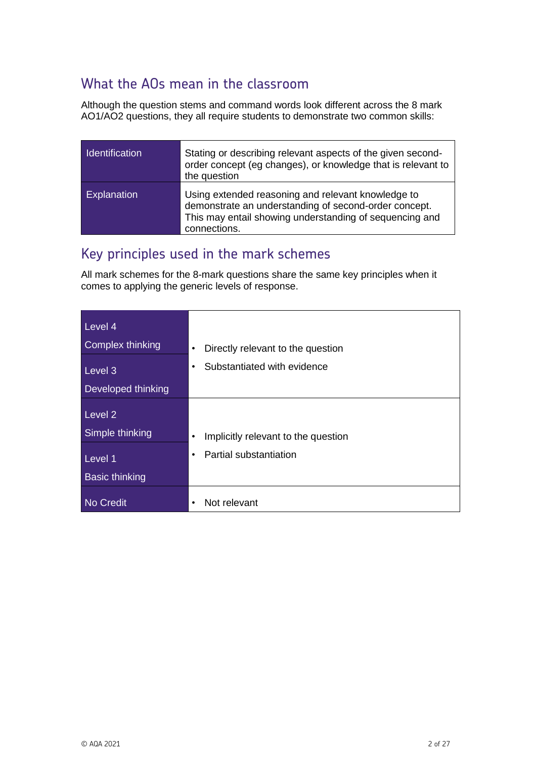## What the AOs mean in the classroom

Although the question stems and command words look different across the 8 mark AO1/AO2 questions, they all require students to demonstrate two common skills:

| | |
|---|---|
| Identification | Stating or describing relevant aspects of the given second-order concept (eg changes), or knowledge that is relevant to the question |
| Explanation | Using extended reasoning and relevant knowledge to demonstrate an understanding of second-order concept. This may entail showing understanding of sequencing and connections. |

## Key principles used in the mark schemes

All mark schemes for the 8-mark questions share the same key principles when it comes to applying the generic levels of response.

| | |
|---|---|
| Level 4<br>Complex thinking | • Directly relevant to the question<br>• Substantiated with evidence |
| Level 3<br>Developed thinking | |
| Level 2<br>Simple thinking | • Implicitly relevant to the question<br>• Partial substantiation |
| Level 1<br>Basic thinking | |
| No Credit | • Not relevant |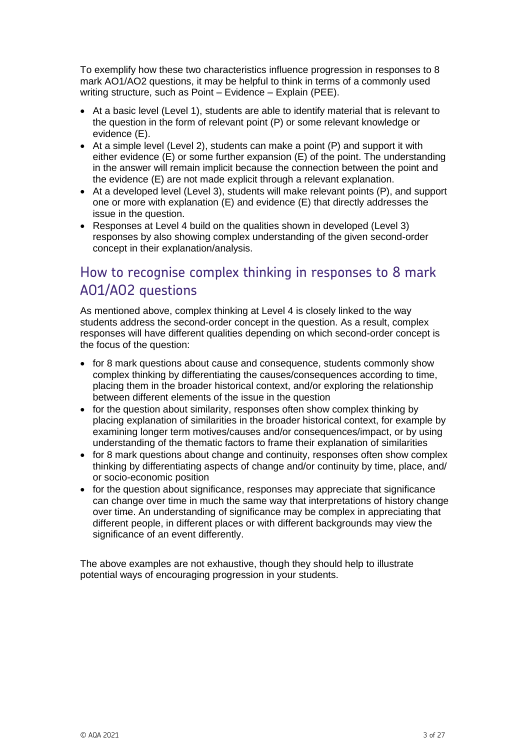To exemplify how these two characteristics influence progression in responses to 8 mark AO1/AO2 questions, it may be helpful to think in terms of a commonly used writing structure, such as Point – Evidence – Explain (PEE).

- At a basic level (Level 1), students are able to identify material that is relevant to the question in the form of relevant point (P) or some relevant knowledge or evidence (E).
- At a simple level (Level 2), students can make a point (P) and support it with either evidence (E) or some further expansion (E) of the point. The understanding in the answer will remain implicit because the connection between the point and the evidence (E) are not made explicit through a relevant explanation.
- At a developed level (Level 3), students will make relevant points (P), and support one or more with explanation (E) and evidence (E) that directly addresses the issue in the question.
- Responses at Level 4 build on the qualities shown in developed (Level 3) responses by also showing complex understanding of the given second-order concept in their explanation/analysis.

## How to recognise complex thinking in responses to 8 mark AO1/AO2 questions

As mentioned above, complex thinking at Level 4 is closely linked to the way students address the second-order concept in the question. As a result, complex responses will have different qualities depending on which second-order concept is the focus of the question:

- for 8 mark questions about cause and consequence, students commonly show complex thinking by differentiating the causes/consequences according to time, placing them in the broader historical context, and/or exploring the relationship between different elements of the issue in the question
- for the question about similarity, responses often show complex thinking by placing explanation of similarities in the broader historical context, for example by examining longer term motives/causes and/or consequences/impact, or by using understanding of the thematic factors to frame their explanation of similarities
- for 8 mark questions about change and continuity, responses often show complex thinking by differentiating aspects of change and/or continuity by time, place, and/ or socio-economic position
- for the question about significance, responses may appreciate that significance can change over time in much the same way that interpretations of history change over time. An understanding of significance may be complex in appreciating that different people, in different places or with different backgrounds may view the significance of an event differently.

The above examples are not exhaustive, though they should help to illustrate potential ways of encouraging progression in your students.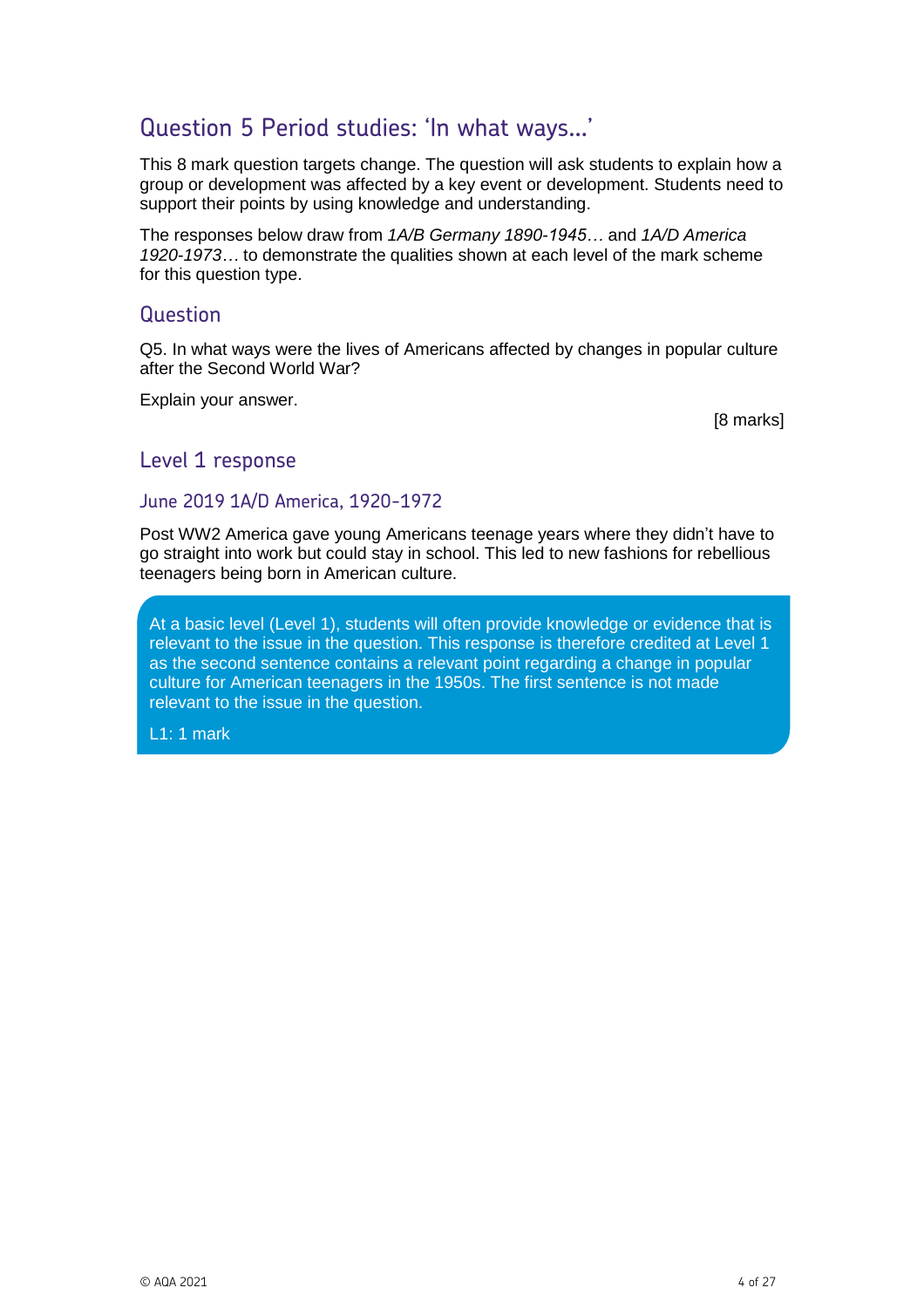## Question 5 Period studies: 'In what ways...'

This 8 mark question targets change. The question will ask students to explain how a group or development was affected by a key event or development. Students need to support their points by using knowledge and understanding.

The responses below draw from *1A/B Germany 1890-1945*… and *1A/D America 1920-1973*… to demonstrate the qualities shown at each level of the mark scheme for this question type.

### Question

Q5. In what ways were the lives of Americans affected by changes in popular culture after the Second World War?

Explain your answer.

[8 marks]

### Level 1 response

#### June 2019 1A/D America, 1920-1972

Post WW2 America gave young Americans teenage years where they didn't have to go straight into work but could stay in school. This led to new fashions for rebellious teenagers being born in American culture.

At a basic level (Level 1), students will often provide knowledge or evidence that is relevant to the issue in the question. This response is therefore credited at Level 1 as the second sentence contains a relevant point regarding a change in popular culture for American teenagers in the 1950s. The first sentence is not made relevant to the issue in the question.

L1: 1 mark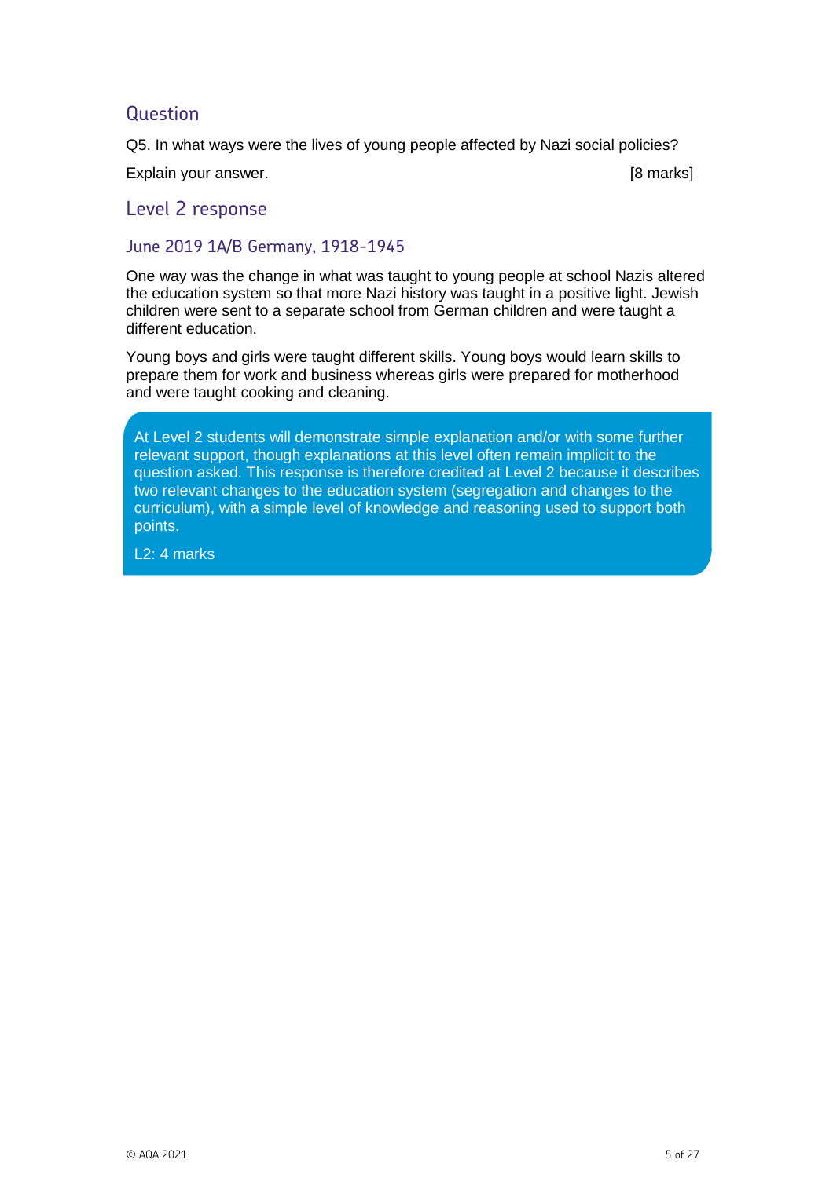## Question

Q5. In what ways were the lives of young people affected by Nazi social policies?

Explain your answer. [8 marks]

## Level 2 response

### June 2019 1A/B Germany, 1918-1945

One way was the change in what was taught to young people at school Nazis altered the education system so that more Nazi history was taught in a positive light. Jewish children were sent to a separate school from German children and were taught a different education.

Young boys and girls were taught different skills. Young boys would learn skills to prepare them for work and business whereas girls were prepared for motherhood and were taught cooking and cleaning.

At Level 2 students will demonstrate simple explanation and/or with some further relevant support, though explanations at this level often remain implicit to the question asked. This response is therefore credited at Level 2 because it describes two relevant changes to the education system (segregation and changes to the curriculum), with a simple level of knowledge and reasoning used to support both points.

L2: 4 marks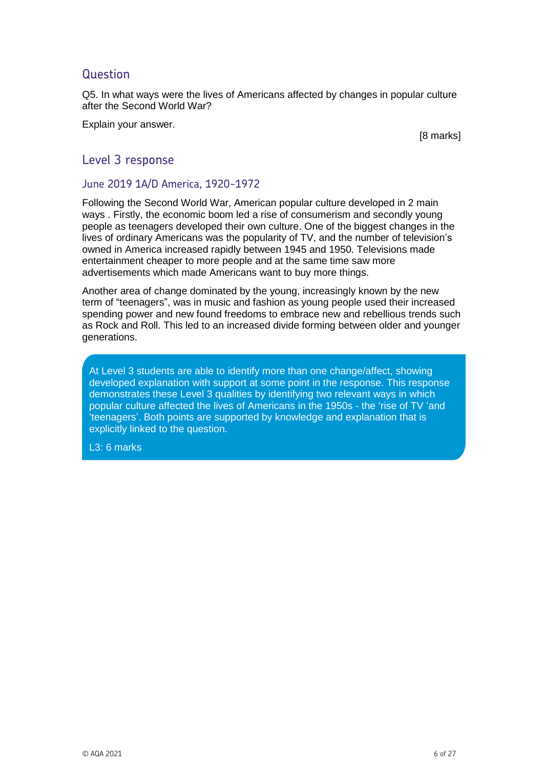## Question

Q5. In what ways were the lives of Americans affected by changes in popular culture after the Second World War?

Explain your answer.

[8 marks]

## Level 3 response

### June 2019 1A/D America, 1920-1972

Following the Second World War, American popular culture developed in 2 main ways . Firstly, the economic boom led a rise of consumerism and secondly young people as teenagers developed their own culture. One of the biggest changes in the lives of ordinary Americans was the popularity of TV, and the number of television's owned in America increased rapidly between 1945 and 1950. Televisions made entertainment cheaper to more people and at the same time saw more advertisements which made Americans want to buy more things.

Another area of change dominated by the young, increasingly known by the new term of "teenagers", was in music and fashion as young people used their increased spending power and new found freedoms to embrace new and rebellious trends such as Rock and Roll. This led to an increased divide forming between older and younger generations.

At Level 3 students are able to identify more than one change/affect, showing developed explanation with support at some point in the response. This response demonstrates these Level 3 qualities by identifying two relevant ways in which popular culture affected the lives of Americans in the 1950s - the 'rise of TV 'and 'teenagers'. Both points are supported by knowledge and explanation that is explicitly linked to the question.

L3: 6 marks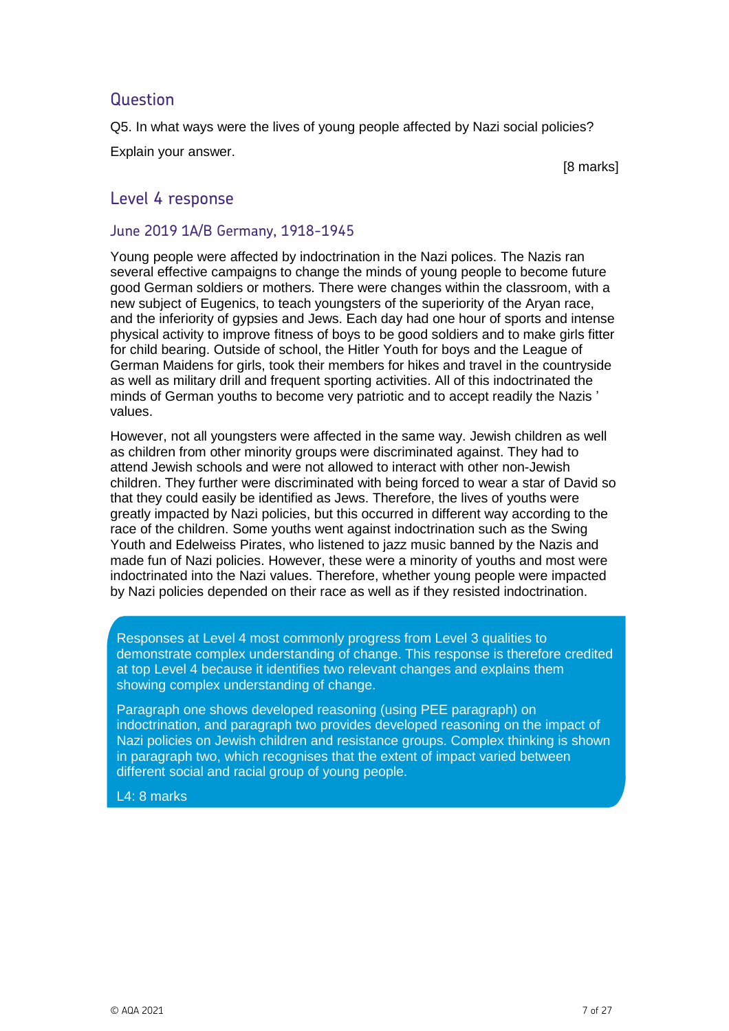## Question

Q5. In what ways were the lives of young people affected by Nazi social policies?

Explain your answer.

[8 marks]

## Level 4 response

### June 2019 1A/B Germany, 1918-1945

Young people were affected by indoctrination in the Nazi polices. The Nazis ran several effective campaigns to change the minds of young people to become future good German soldiers or mothers. There were changes within the classroom, with a new subject of Eugenics, to teach youngsters of the superiority of the Aryan race, and the inferiority of gypsies and Jews. Each day had one hour of sports and intense physical activity to improve fitness of boys to be good soldiers and to make girls fitter for child bearing. Outside of school, the Hitler Youth for boys and the League of German Maidens for girls, took their members for hikes and travel in the countryside as well as military drill and frequent sporting activities. All of this indoctrinated the minds of German youths to become very patriotic and to accept readily the Nazis ' values.

However, not all youngsters were affected in the same way. Jewish children as well as children from other minority groups were discriminated against. They had to attend Jewish schools and were not allowed to interact with other non-Jewish children. They further were discriminated with being forced to wear a star of David so that they could easily be identified as Jews. Therefore, the lives of youths were greatly impacted by Nazi policies, but this occurred in different way according to the race of the children. Some youths went against indoctrination such as the Swing Youth and Edelweiss Pirates, who listened to jazz music banned by the Nazis and made fun of Nazi policies. However, these were a minority of youths and most were indoctrinated into the Nazi values. Therefore, whether young people were impacted by Nazi policies depended on their race as well as if they resisted indoctrination.

> Responses at Level 4 most commonly progress from Level 3 qualities to demonstrate complex understanding of change. This response is therefore credited at top Level 4 because it identifies two relevant changes and explains them showing complex understanding of change.
>
> Paragraph one shows developed reasoning (using PEE paragraph) on indoctrination, and paragraph two provides developed reasoning on the impact of Nazi policies on Jewish children and resistance groups. Complex thinking is shown in paragraph two, which recognises that the extent of impact varied between different social and racial group of young people.
>
> L4: 8 marks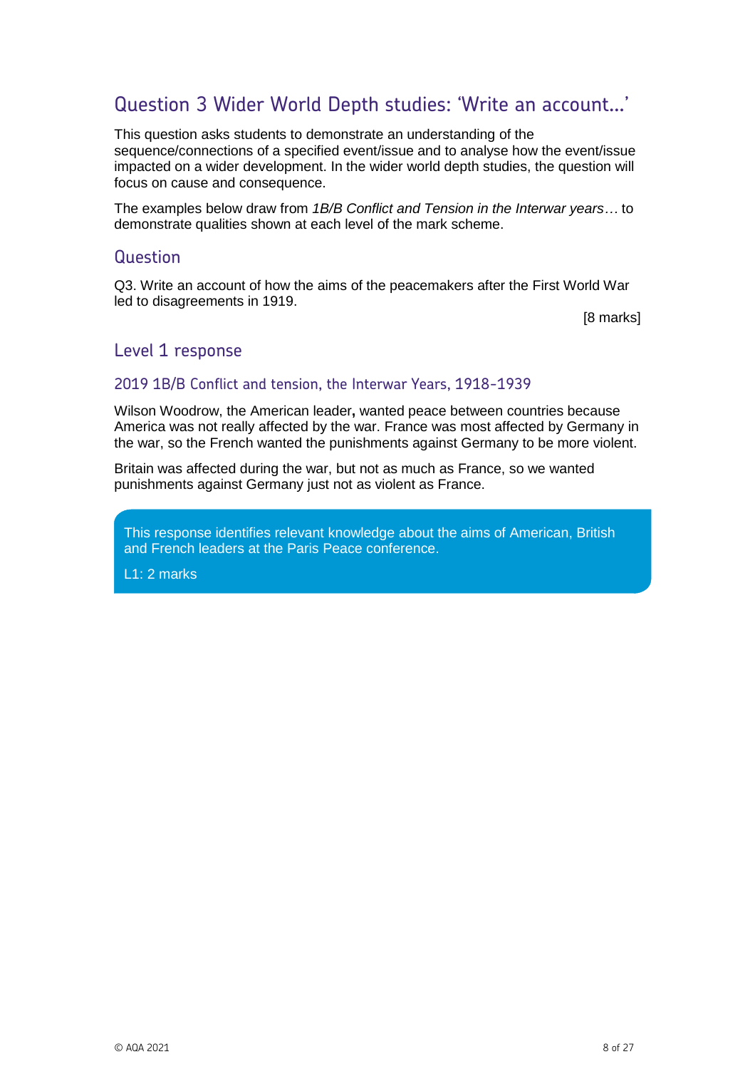## Question 3 Wider World Depth studies: 'Write an account…'

This question asks students to demonstrate an understanding of the sequence/connections of a specified event/issue and to analyse how the event/issue impacted on a wider development. In the wider world depth studies, the question will focus on cause and consequence.

The examples below draw from *1B/B Conflict and Tension in the Interwar years*… to demonstrate qualities shown at each level of the mark scheme.

### Question

Q3. Write an account of how the aims of the peacemakers after the First World War led to disagreements in 1919.

[8 marks]

### Level 1 response

#### 2019 1B/B Conflict and tension, the Interwar Years, 1918-1939

Wilson Woodrow, the American leader**,** wanted peace between countries because America was not really affected by the war. France was most affected by Germany in the war, so the French wanted the punishments against Germany to be more violent.

Britain was affected during the war, but not as much as France, so we wanted punishments against Germany just not as violent as France.

This response identifies relevant knowledge about the aims of American, British and French leaders at the Paris Peace conference.

L1: 2 marks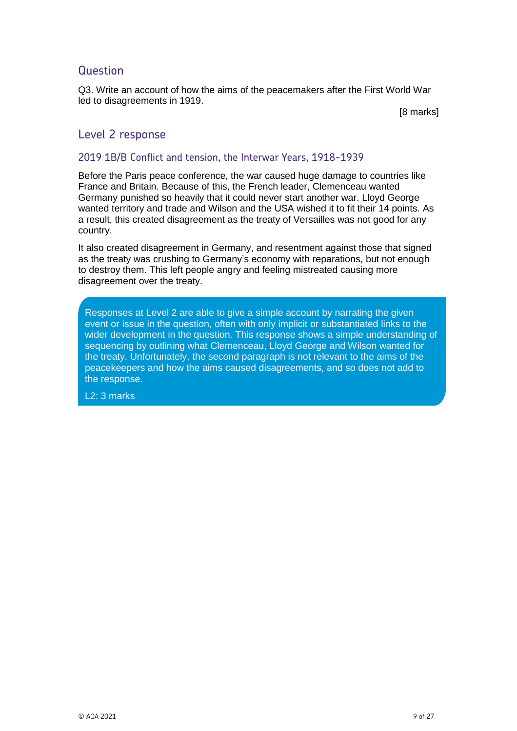## Question

Q3. Write an account of how the aims of the peacemakers after the First World War led to disagreements in 1919.

[8 marks]

## Level 2 response

### 2019 1B/B Conflict and tension, the Interwar Years, 1918-1939

Before the Paris peace conference, the war caused huge damage to countries like France and Britain. Because of this, the French leader, Clemenceau wanted Germany punished so heavily that it could never start another war. Lloyd George wanted territory and trade and Wilson and the USA wished it to fit their 14 points. As a result, this created disagreement as the treaty of Versailles was not good for any country.

It also created disagreement in Germany, and resentment against those that signed as the treaty was crushing to Germany's economy with reparations, but not enough to destroy them. This left people angry and feeling mistreated causing more disagreement over the treaty.

Responses at Level 2 are able to give a simple account by narrating the given event or issue in the question, often with only implicit or substantiated links to the wider development in the question. This response shows a simple understanding of sequencing by outlining what Clemenceau, Lloyd George and Wilson wanted for the treaty. Unfortunately, the second paragraph is not relevant to the aims of the peacekeepers and how the aims caused disagreements, and so does not add to the response.

L2: 3 marks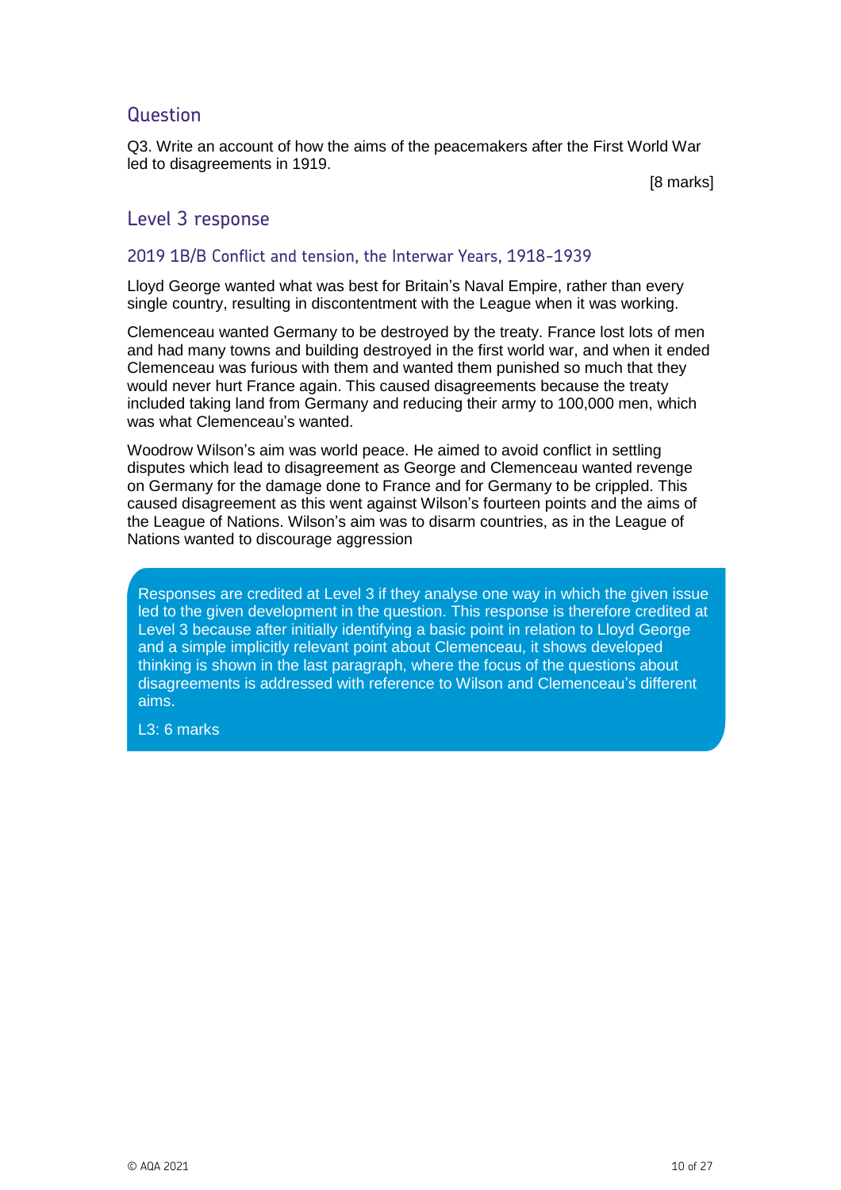## Question

Q3. Write an account of how the aims of the peacemakers after the First World War led to disagreements in 1919.

[8 marks]

## Level 3 response

### 2019 1B/B Conflict and tension, the Interwar Years, 1918-1939

Lloyd George wanted what was best for Britain's Naval Empire, rather than every single country, resulting in discontentment with the League when it was working.

Clemenceau wanted Germany to be destroyed by the treaty. France lost lots of men and had many towns and building destroyed in the first world war, and when it ended Clemenceau was furious with them and wanted them punished so much that they would never hurt France again. This caused disagreements because the treaty included taking land from Germany and reducing their army to 100,000 men, which was what Clemenceau's wanted.

Woodrow Wilson's aim was world peace. He aimed to avoid conflict in settling disputes which lead to disagreement as George and Clemenceau wanted revenge on Germany for the damage done to France and for Germany to be crippled. This caused disagreement as this went against Wilson's fourteen points and the aims of the League of Nations. Wilson's aim was to disarm countries, as in the League of Nations wanted to discourage aggression

Responses are credited at Level 3 if they analyse one way in which the given issue led to the given development in the question. This response is therefore credited at Level 3 because after initially identifying a basic point in relation to Lloyd George and a simple implicitly relevant point about Clemenceau, it shows developed thinking is shown in the last paragraph, where the focus of the questions about disagreements is addressed with reference to Wilson and Clemenceau's different aims.

L3: 6 marks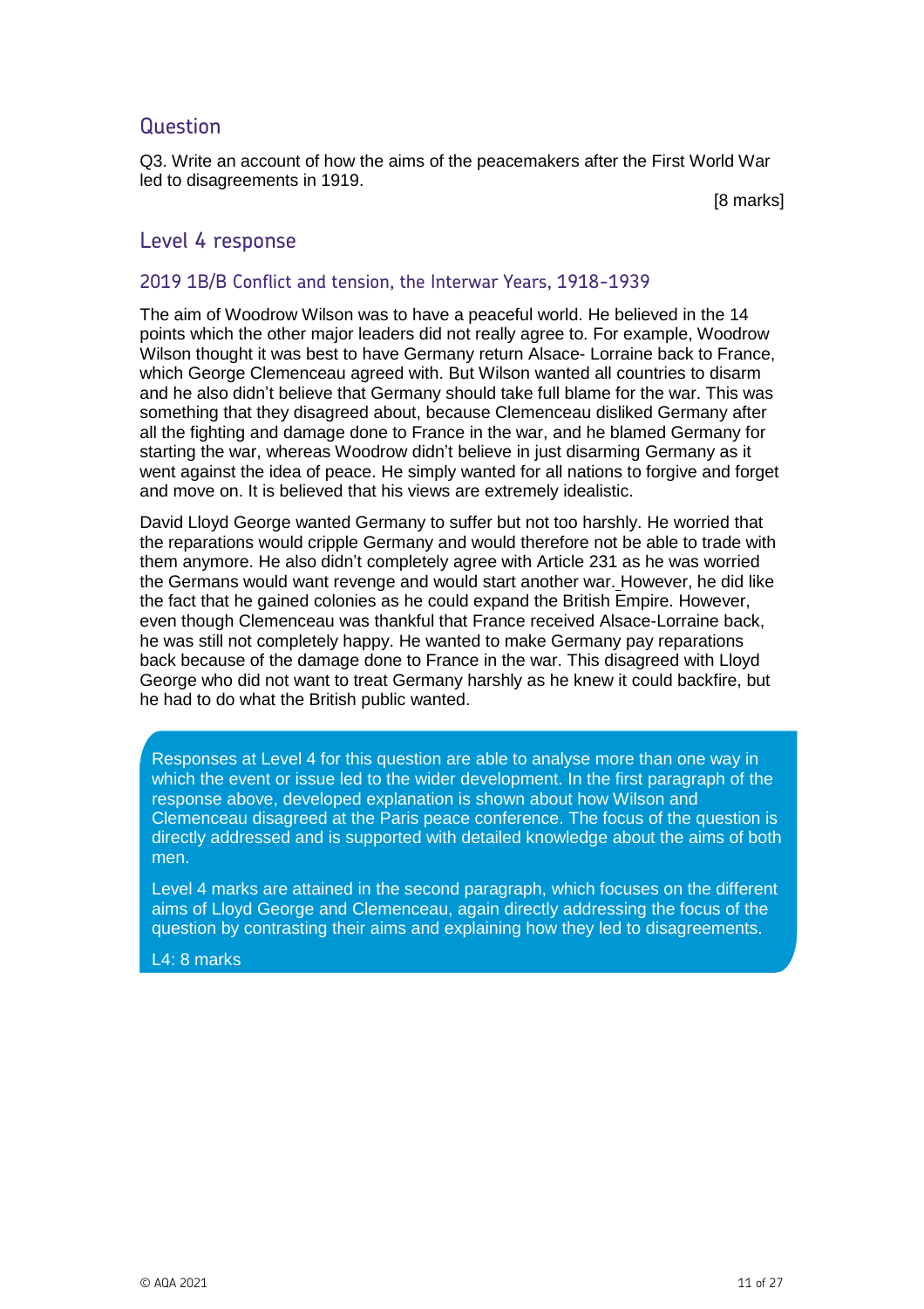## Question

Q3. Write an account of how the aims of the peacemakers after the First World War led to disagreements in 1919.

[8 marks]

## Level 4 response

### 2019 1B/B Conflict and tension, the Interwar Years, 1918-1939

The aim of Woodrow Wilson was to have a peaceful world. He believed in the 14 points which the other major leaders did not really agree to. For example, Woodrow Wilson thought it was best to have Germany return Alsace- Lorraine back to France, which George Clemenceau agreed with. But Wilson wanted all countries to disarm and he also didn't believe that Germany should take full blame for the war. This was something that they disagreed about, because Clemenceau disliked Germany after all the fighting and damage done to France in the war, and he blamed Germany for starting the war, whereas Woodrow didn't believe in just disarming Germany as it went against the idea of peace. He simply wanted for all nations to forgive and forget and move on. It is believed that his views are extremely idealistic.

David Lloyd George wanted Germany to suffer but not too harshly. He worried that the reparations would cripple Germany and would therefore not be able to trade with them anymore. He also didn't completely agree with Article 231 as he was worried the Germans would want revenge and would start another war. However, he did like the fact that he gained colonies as he could expand the British Empire. However, even though Clemenceau was thankful that France received Alsace-Lorraine back, he was still not completely happy. He wanted to make Germany pay reparations back because of the damage done to France in the war. This disagreed with Lloyd George who did not want to treat Germany harshly as he knew it could backfire, but he had to do what the British public wanted.

> Responses at Level 4 for this question are able to analyse more than one way in which the event or issue led to the wider development. In the first paragraph of the response above, developed explanation is shown about how Wilson and Clemenceau disagreed at the Paris peace conference. The focus of the question is directly addressed and is supported with detailed knowledge about the aims of both men.
>
> Level 4 marks are attained in the second paragraph, which focuses on the different aims of Lloyd George and Clemenceau, again directly addressing the focus of the question by contrasting their aims and explaining how they led to disagreements.
>
> L4: 8 marks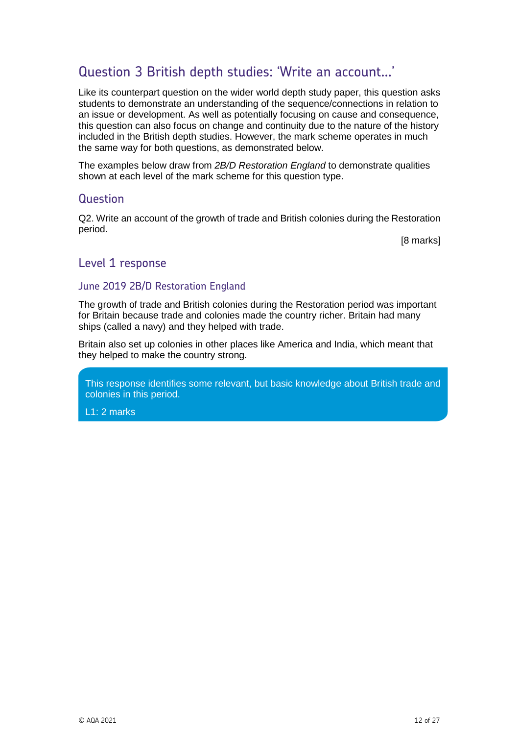## Question 3 British depth studies: 'Write an account…'

Like its counterpart question on the wider world depth study paper, this question asks students to demonstrate an understanding of the sequence/connections in relation to an issue or development. As well as potentially focusing on cause and consequence, this question can also focus on change and continuity due to the nature of the history included in the British depth studies. However, the mark scheme operates in much the same way for both questions, as demonstrated below.

The examples below draw from *2B/D Restoration England* to demonstrate qualities shown at each level of the mark scheme for this question type.

### Question

Q2. Write an account of the growth of trade and British colonies during the Restoration period.

[8 marks]

### Level 1 response

#### June 2019 2B/D Restoration England

The growth of trade and British colonies during the Restoration period was important for Britain because trade and colonies made the country richer. Britain had many ships (called a navy) and they helped with trade.

Britain also set up colonies in other places like America and India, which meant that they helped to make the country strong.

This response identifies some relevant, but basic knowledge about British trade and colonies in this period.

L1: 2 marks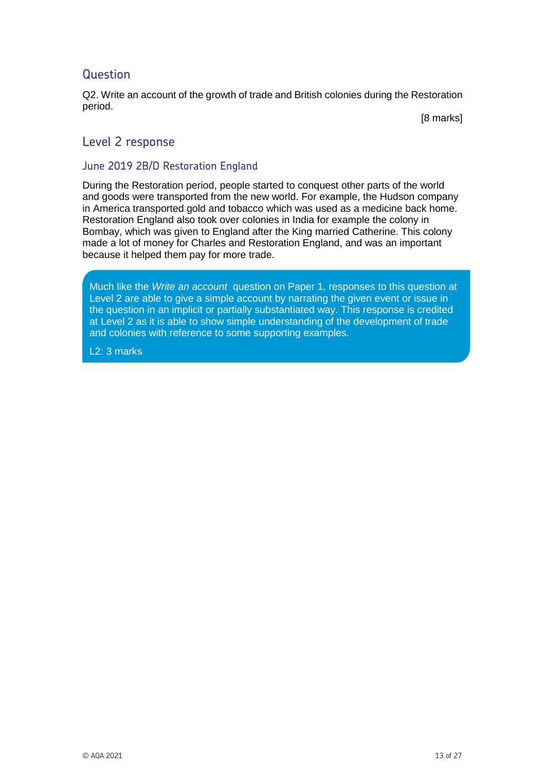## Question

Q2. Write an account of the growth of trade and British colonies during the Restoration period.

[8 marks]

## Level 2 response

### June 2019 2B/D Restoration England

During the Restoration period, people started to conquest other parts of the world and goods were transported from the new world. For example, the Hudson company in America transported gold and tobacco which was used as a medicine back home. Restoration England also took over colonies in India for example the colony in Bombay, which was given to England after the King married Catherine. This colony made a lot of money for Charles and Restoration England, and was an important because it helped them pay for more trade.

Much like the *Write an account* question on Paper 1, responses to this question at Level 2 are able to give a simple account by narrating the given event or issue in the question in an implicit or partially substantiated way. This response is credited at Level 2 as it is able to show simple understanding of the development of trade and colonies with reference to some supporting examples.

L2: 3 marks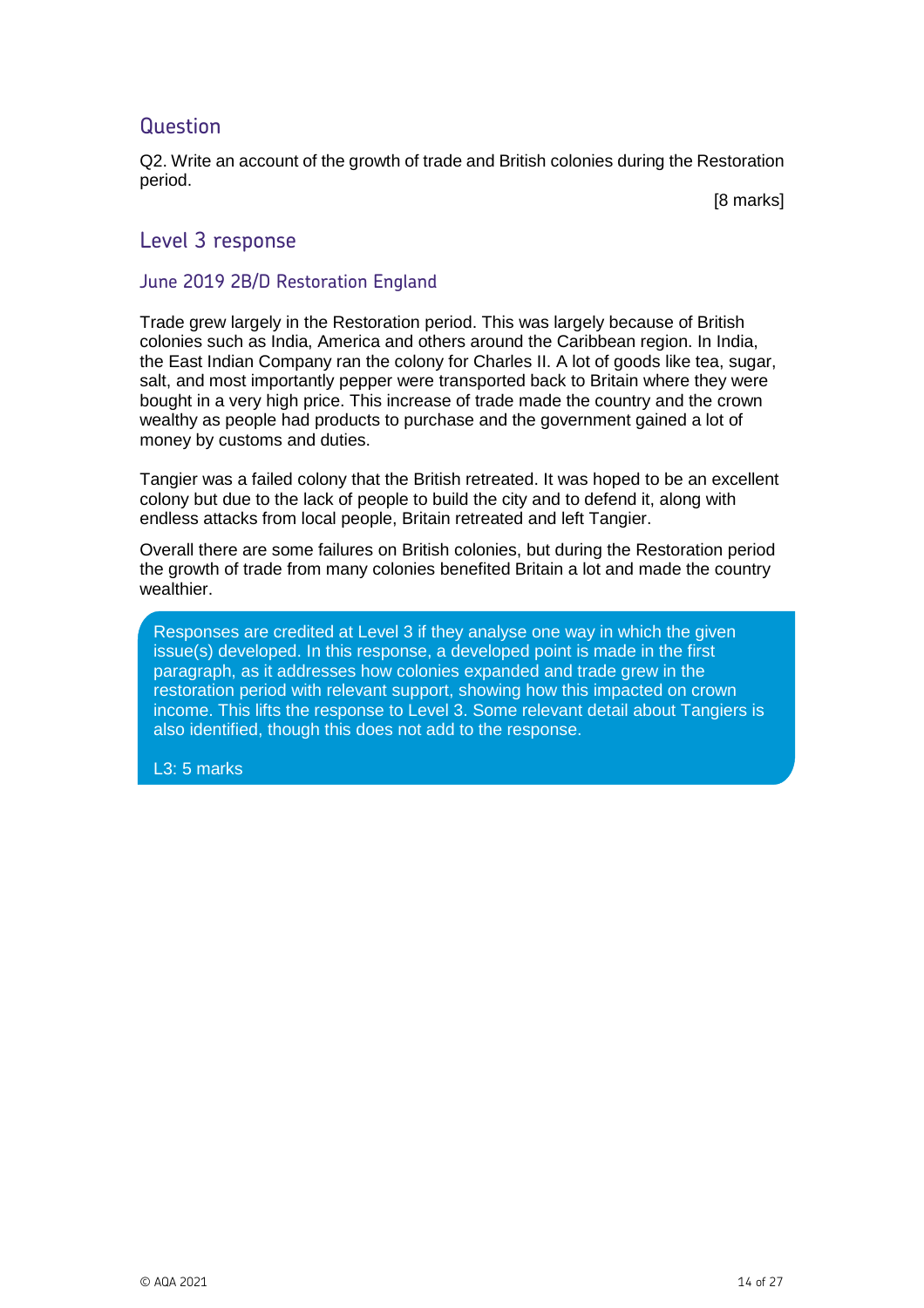## Question

Q2. Write an account of the growth of trade and British colonies during the Restoration period.

[8 marks]

## Level 3 response

### June 2019 2B/D Restoration England

Trade grew largely in the Restoration period. This was largely because of British colonies such as India, America and others around the Caribbean region. In India, the East Indian Company ran the colony for Charles II. A lot of goods like tea, sugar, salt, and most importantly pepper were transported back to Britain where they were bought in a very high price. This increase of trade made the country and the crown wealthy as people had products to purchase and the government gained a lot of money by customs and duties.

Tangier was a failed colony that the British retreated. It was hoped to be an excellent colony but due to the lack of people to build the city and to defend it, along with endless attacks from local people, Britain retreated and left Tangier.

Overall there are some failures on British colonies, but during the Restoration period the growth of trade from many colonies benefited Britain a lot and made the country wealthier.

Responses are credited at Level 3 if they analyse one way in which the given issue(s) developed. In this response, a developed point is made in the first paragraph, as it addresses how colonies expanded and trade grew in the restoration period with relevant support, showing how this impacted on crown income. This lifts the response to Level 3. Some relevant detail about Tangiers is also identified, though this does not add to the response.

L3: 5 marks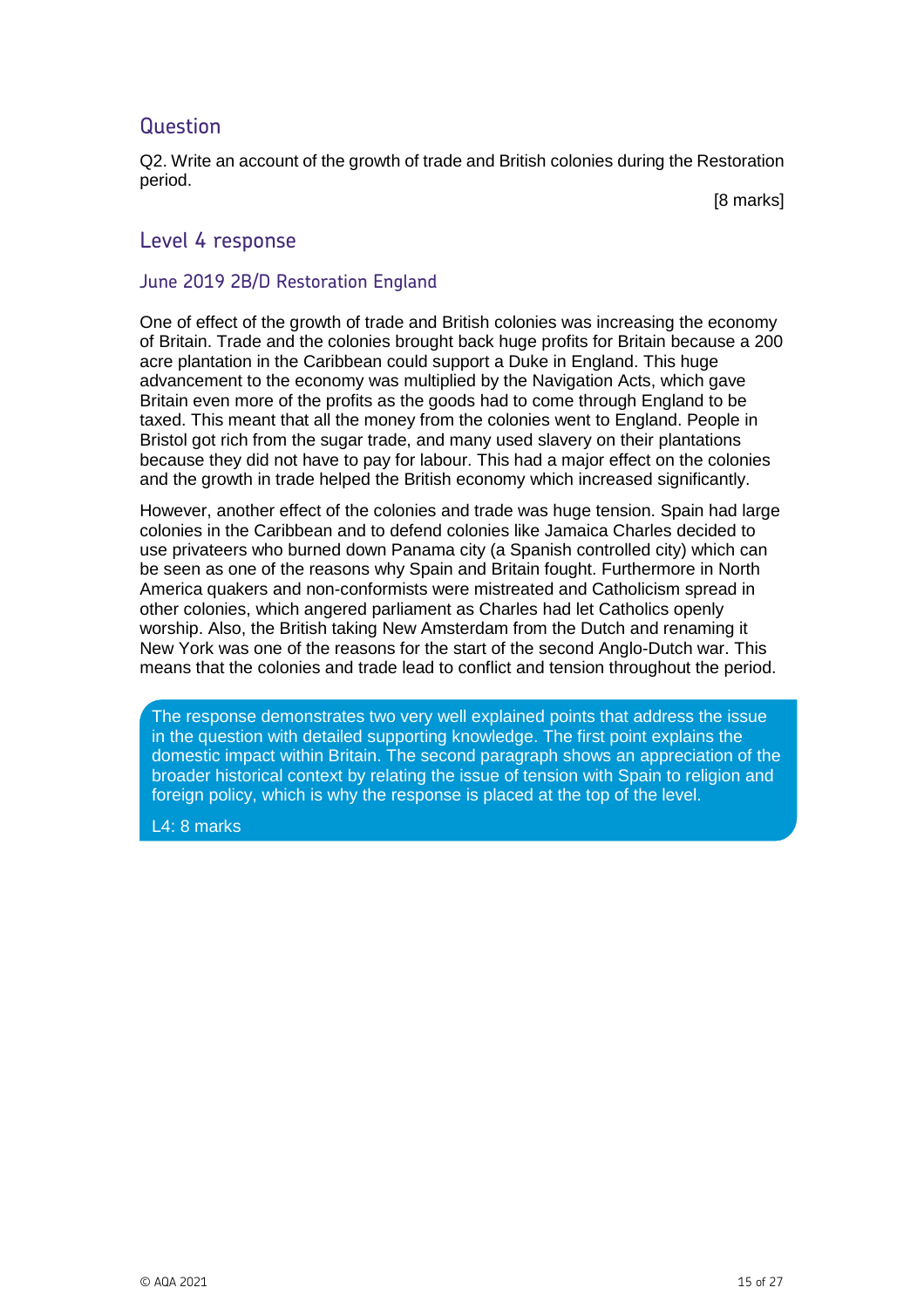## Question

Q2. Write an account of the growth of trade and British colonies during the Restoration period.

[8 marks]

## Level 4 response

### June 2019 2B/D Restoration England

One of effect of the growth of trade and British colonies was increasing the economy of Britain. Trade and the colonies brought back huge profits for Britain because a 200 acre plantation in the Caribbean could support a Duke in England. This huge advancement to the economy was multiplied by the Navigation Acts, which gave Britain even more of the profits as the goods had to come through England to be taxed. This meant that all the money from the colonies went to England. People in Bristol got rich from the sugar trade, and many used slavery on their plantations because they did not have to pay for labour. This had a major effect on the colonies and the growth in trade helped the British economy which increased significantly.

However, another effect of the colonies and trade was huge tension. Spain had large colonies in the Caribbean and to defend colonies like Jamaica Charles decided to use privateers who burned down Panama city (a Spanish controlled city) which can be seen as one of the reasons why Spain and Britain fought. Furthermore in North America quakers and non-conformists were mistreated and Catholicism spread in other colonies, which angered parliament as Charles had let Catholics openly worship. Also, the British taking New Amsterdam from the Dutch and renaming it New York was one of the reasons for the start of the second Anglo-Dutch war. This means that the colonies and trade lead to conflict and tension throughout the period.

> The response demonstrates two very well explained points that address the issue in the question with detailed supporting knowledge. The first point explains the domestic impact within Britain. The second paragraph shows an appreciation of the broader historical context by relating the issue of tension with Spain to religion and foreign policy, which is why the response is placed at the top of the level.
>
> L4: 8 marks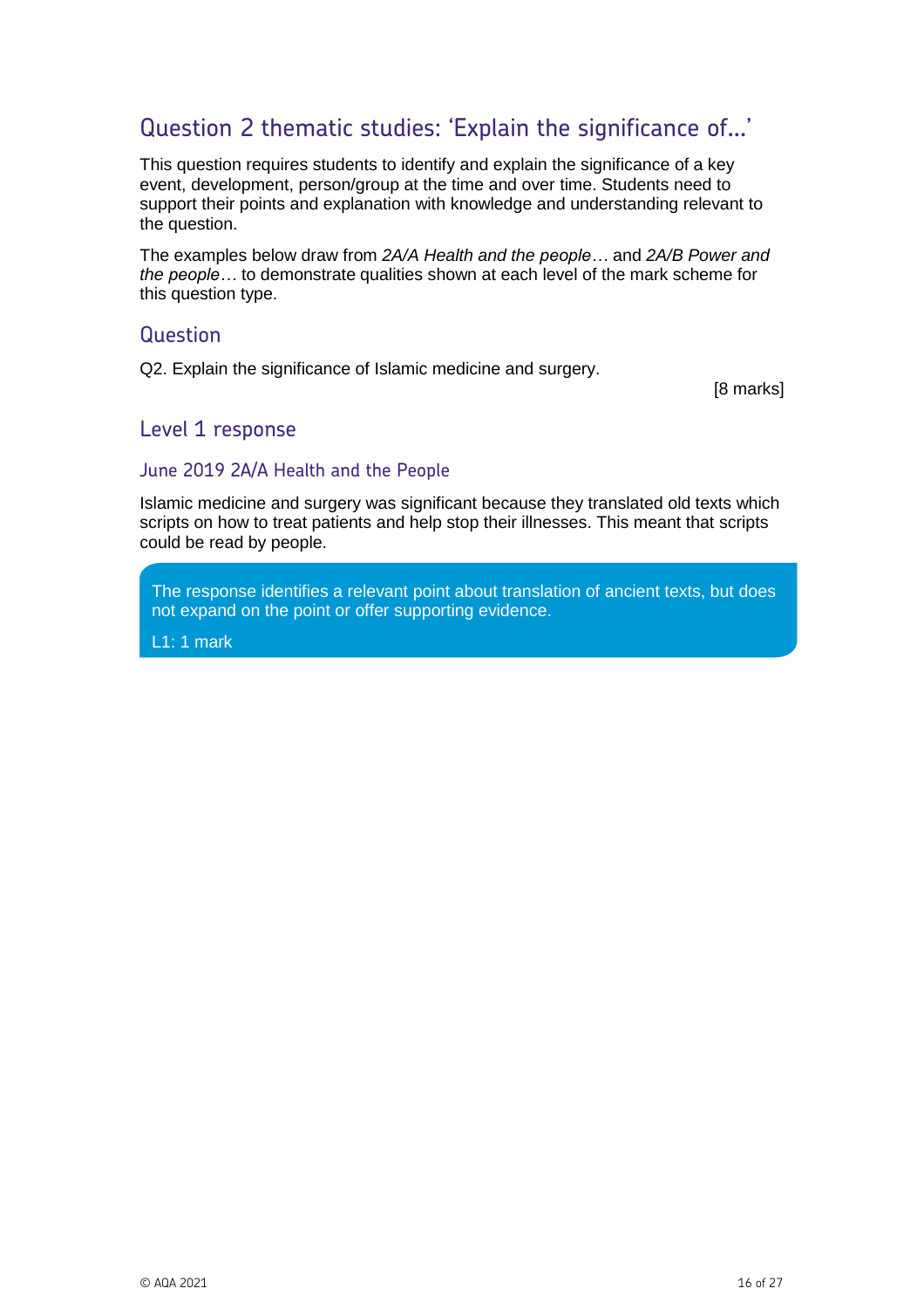## Question 2 thematic studies: 'Explain the significance of...'

This question requires students to identify and explain the significance of a key event, development, person/group at the time and over time. Students need to support their points and explanation with knowledge and understanding relevant to the question.

The examples below draw from *2A/A Health and the people…* and *2A/B Power and the people…* to demonstrate qualities shown at each level of the mark scheme for this question type.

### Question

Q2. Explain the significance of Islamic medicine and surgery.

[8 marks]

### Level 1 response

#### June 2019 2A/A Health and the People

Islamic medicine and surgery was significant because they translated old texts which scripts on how to treat patients and help stop their illnesses. This meant that scripts could be read by people.

> The response identifies a relevant point about translation of ancient texts, but does not expand on the point or offer supporting evidence.
>
> L1: 1 mark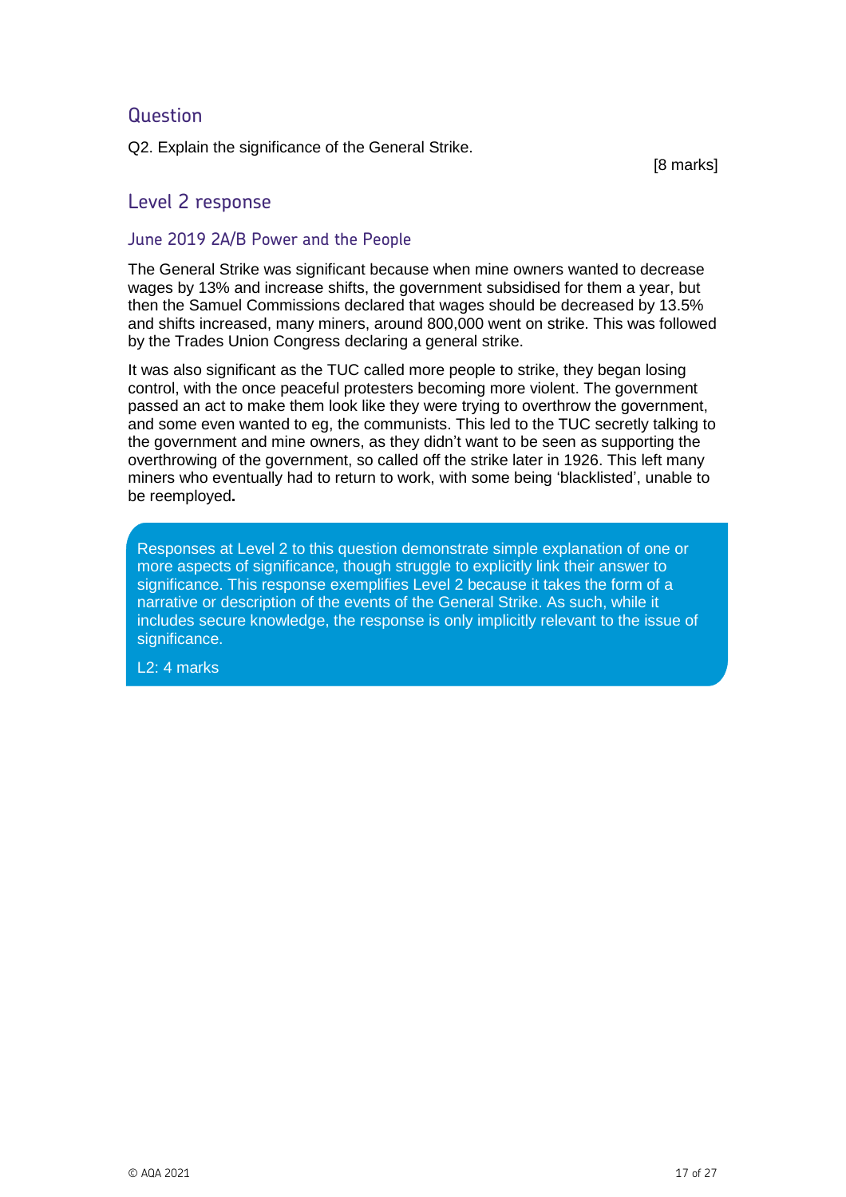## Question

Q2. Explain the significance of the General Strike.

[8 marks]

## Level 2 response

### June 2019 2A/B Power and the People

The General Strike was significant because when mine owners wanted to decrease wages by 13% and increase shifts, the government subsidised for them a year, but then the Samuel Commissions declared that wages should be decreased by 13.5% and shifts increased, many miners, around 800,000 went on strike. This was followed by the Trades Union Congress declaring a general strike.

It was also significant as the TUC called more people to strike, they began losing control, with the once peaceful protesters becoming more violent. The government passed an act to make them look like they were trying to overthrow the government, and some even wanted to eg, the communists. This led to the TUC secretly talking to the government and mine owners, as they didn't want to be seen as supporting the overthrowing of the government, so called off the strike later in 1926. This left many miners who eventually had to return to work, with some being 'blacklisted', unable to be reemployed**.**

Responses at Level 2 to this question demonstrate simple explanation of one or more aspects of significance, though struggle to explicitly link their answer to significance. This response exemplifies Level 2 because it takes the form of a narrative or description of the events of the General Strike. As such, while it includes secure knowledge, the response is only implicitly relevant to the issue of significance.

L2: 4 marks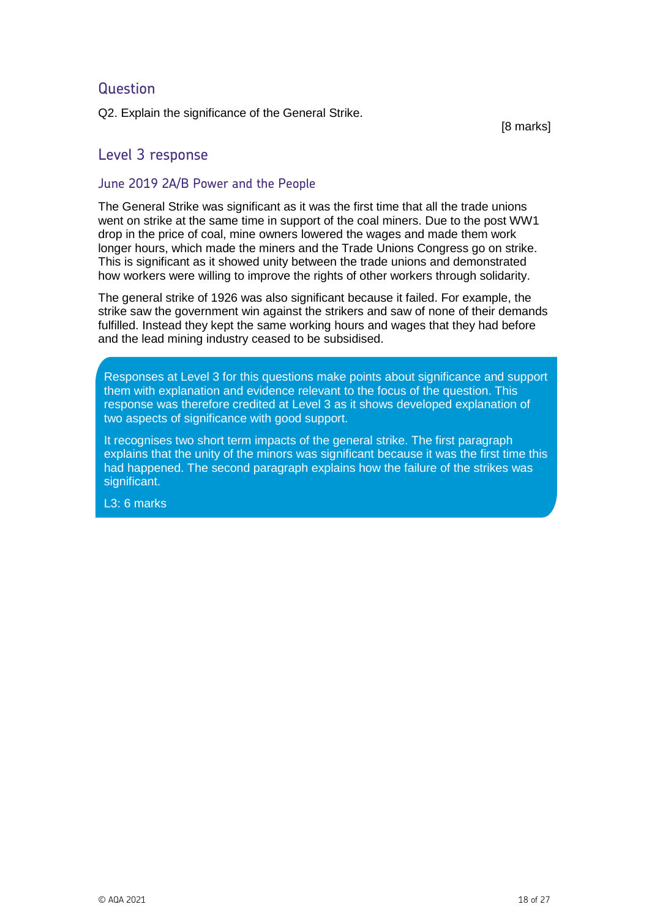## Question

Q2. Explain the significance of the General Strike.

[8 marks]

## Level 3 response

### June 2019 2A/B Power and the People

The General Strike was significant as it was the first time that all the trade unions went on strike at the same time in support of the coal miners. Due to the post WW1 drop in the price of coal, mine owners lowered the wages and made them work longer hours, which made the miners and the Trade Unions Congress go on strike. This is significant as it showed unity between the trade unions and demonstrated how workers were willing to improve the rights of other workers through solidarity.

The general strike of 1926 was also significant because it failed. For example, the strike saw the government win against the strikers and saw of none of their demands fulfilled. Instead they kept the same working hours and wages that they had before and the lead mining industry ceased to be subsidised.

Responses at Level 3 for this questions make points about significance and support them with explanation and evidence relevant to the focus of the question. This response was therefore credited at Level 3 as it shows developed explanation of two aspects of significance with good support.

It recognises two short term impacts of the general strike. The first paragraph explains that the unity of the minors was significant because it was the first time this had happened. The second paragraph explains how the failure of the strikes was significant.

L3: 6 marks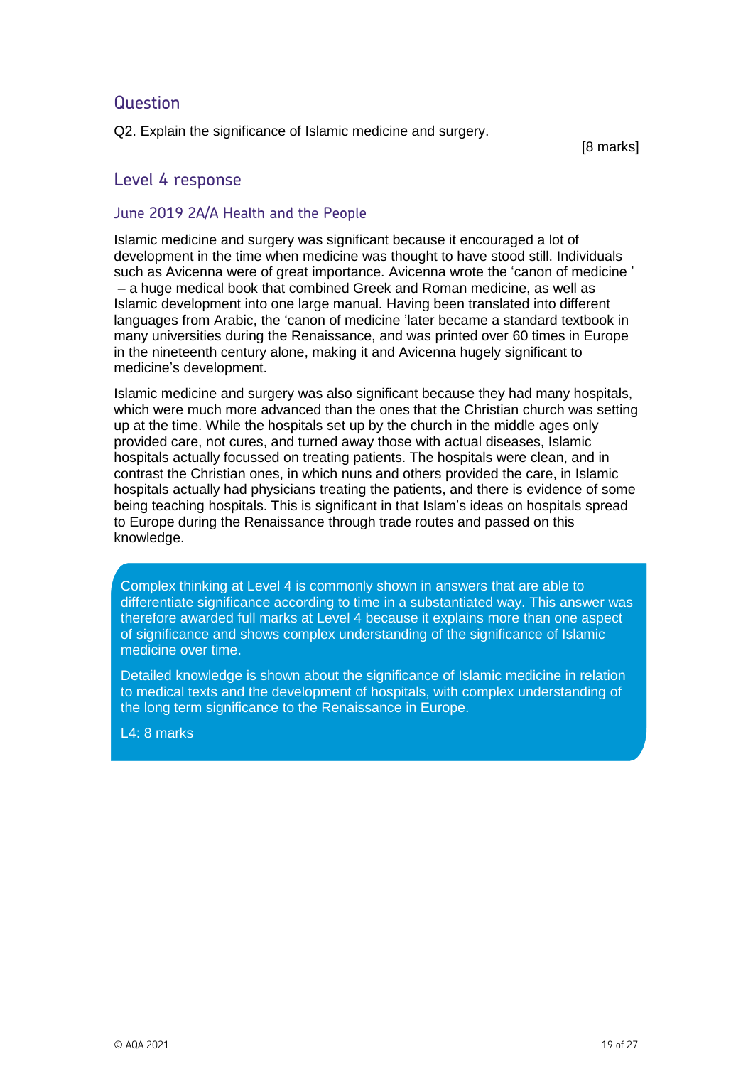## Question

Q2. Explain the significance of Islamic medicine and surgery.

[8 marks]

## Level 4 response

### June 2019 2A/A Health and the People

Islamic medicine and surgery was significant because it encouraged a lot of development in the time when medicine was thought to have stood still. Individuals such as Avicenna were of great importance. Avicenna wrote the 'canon of medicine ' – a huge medical book that combined Greek and Roman medicine, as well as Islamic development into one large manual. Having been translated into different languages from Arabic, the 'canon of medicine 'later became a standard textbook in many universities during the Renaissance, and was printed over 60 times in Europe in the nineteenth century alone, making it and Avicenna hugely significant to medicine's development.

Islamic medicine and surgery was also significant because they had many hospitals, which were much more advanced than the ones that the Christian church was setting up at the time. While the hospitals set up by the church in the middle ages only provided care, not cures, and turned away those with actual diseases, Islamic hospitals actually focussed on treating patients. The hospitals were clean, and in contrast the Christian ones, in which nuns and others provided the care, in Islamic hospitals actually had physicians treating the patients, and there is evidence of some being teaching hospitals. This is significant in that Islam's ideas on hospitals spread to Europe during the Renaissance through trade routes and passed on this knowledge.

Complex thinking at Level 4 is commonly shown in answers that are able to differentiate significance according to time in a substantiated way. This answer was therefore awarded full marks at Level 4 because it explains more than one aspect of significance and shows complex understanding of the significance of Islamic medicine over time.

Detailed knowledge is shown about the significance of Islamic medicine in relation to medical texts and the development of hospitals, with complex understanding of the long term significance to the Renaissance in Europe.

L4: 8 marks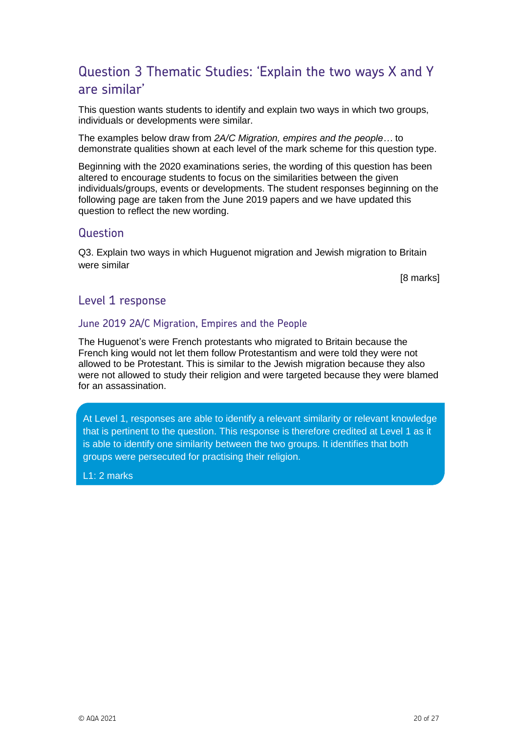## Question 3 Thematic Studies: 'Explain the two ways X and Y are similar'

This question wants students to identify and explain two ways in which two groups, individuals or developments were similar.

The examples below draw from *2A/C Migration, empires and the people…* to demonstrate qualities shown at each level of the mark scheme for this question type.

Beginning with the 2020 examinations series, the wording of this question has been altered to encourage students to focus on the similarities between the given individuals/groups, events or developments. The student responses beginning on the following page are taken from the June 2019 papers and we have updated this question to reflect the new wording.

### Question

Q3. Explain two ways in which Huguenot migration and Jewish migration to Britain were similar

[8 marks]

### Level 1 response

#### June 2019 2A/C Migration, Empires and the People

The Huguenot's were French protestants who migrated to Britain because the French king would not let them follow Protestantism and were told they were not allowed to be Protestant. This is similar to the Jewish migration because they also were not allowed to study their religion and were targeted because they were blamed for an assassination.

At Level 1, responses are able to identify a relevant similarity or relevant knowledge that is pertinent to the question. This response is therefore credited at Level 1 as it is able to identify one similarity between the two groups. It identifies that both groups were persecuted for practising their religion.

L1: 2 marks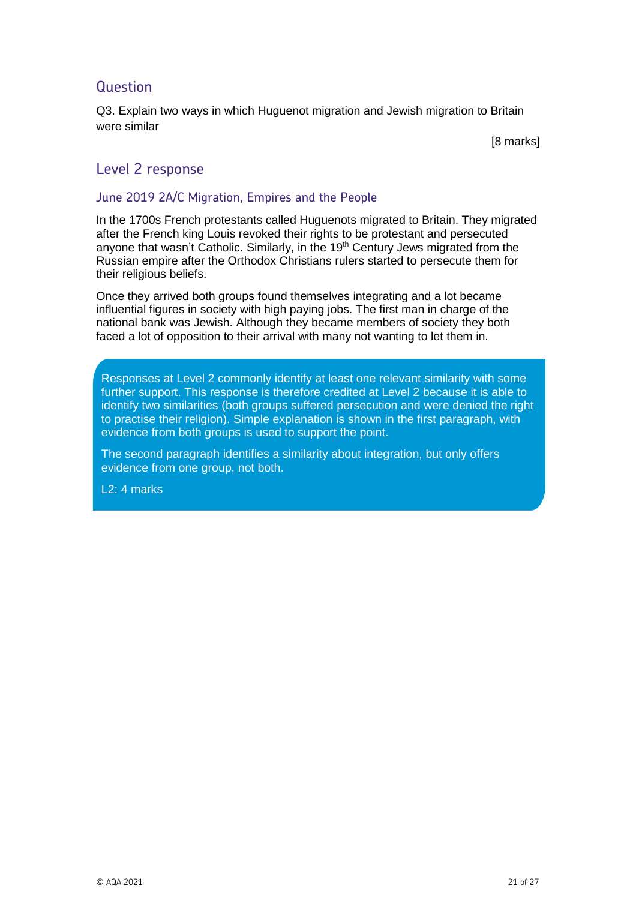## Question

Q3. Explain two ways in which Huguenot migration and Jewish migration to Britain were similar

[8 marks]

## Level 2 response

### June 2019 2A/C Migration, Empires and the People

In the 1700s French protestants called Huguenots migrated to Britain. They migrated after the French king Louis revoked their rights to be protestant and persecuted anyone that wasn't Catholic. Similarly, in the 19th Century Jews migrated from the Russian empire after the Orthodox Christians rulers started to persecute them for their religious beliefs.

Once they arrived both groups found themselves integrating and a lot became influential figures in society with high paying jobs. The first man in charge of the national bank was Jewish. Although they became members of society they both faced a lot of opposition to their arrival with many not wanting to let them in.

Responses at Level 2 commonly identify at least one relevant similarity with some further support. This response is therefore credited at Level 2 because it is able to identify two similarities (both groups suffered persecution and were denied the right to practise their religion). Simple explanation is shown in the first paragraph, with evidence from both groups is used to support the point.

The second paragraph identifies a similarity about integration, but only offers evidence from one group, not both.

L2: 4 marks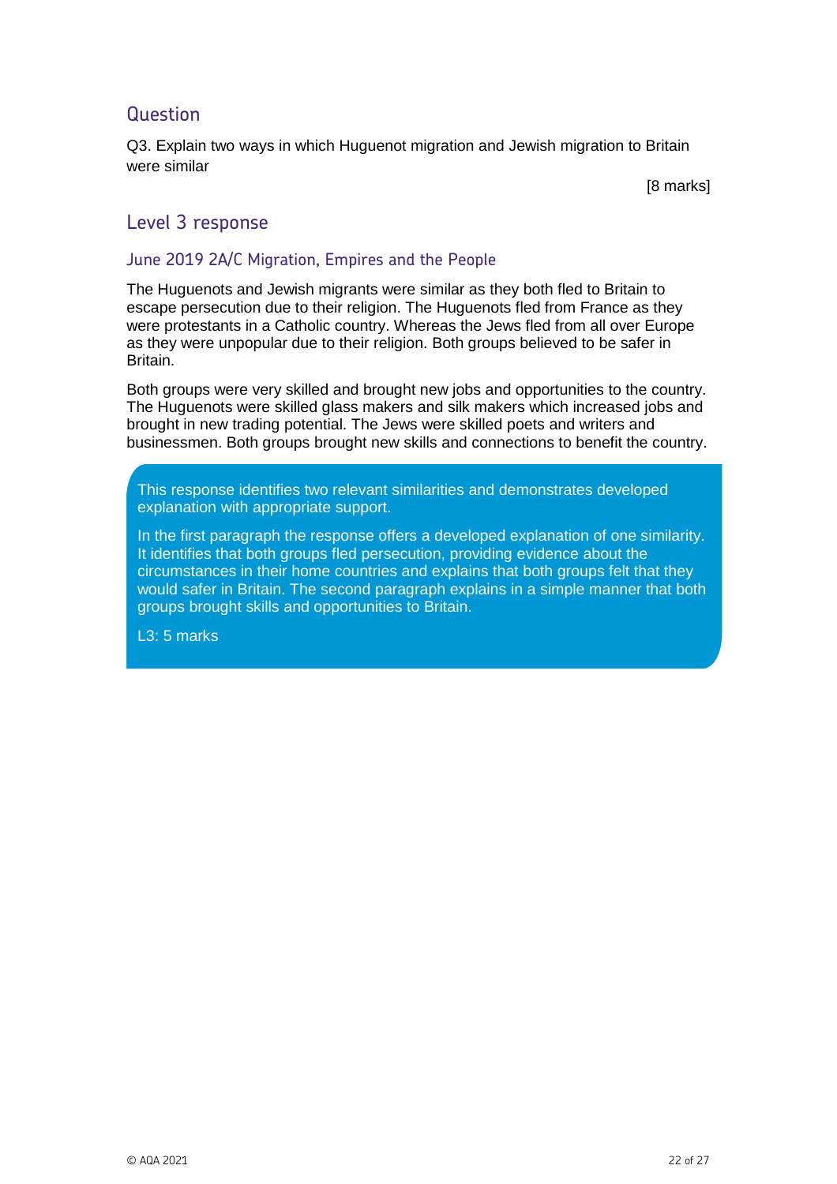## Question

Q3. Explain two ways in which Huguenot migration and Jewish migration to Britain were similar

[8 marks]

## Level 3 response

### June 2019 2A/C Migration, Empires and the People

The Huguenots and Jewish migrants were similar as they both fled to Britain to escape persecution due to their religion. The Huguenots fled from France as they were protestants in a Catholic country. Whereas the Jews fled from all over Europe as they were unpopular due to their religion. Both groups believed to be safer in Britain.

Both groups were very skilled and brought new jobs and opportunities to the country. The Huguenots were skilled glass makers and silk makers which increased jobs and brought in new trading potential. The Jews were skilled poets and writers and businessmen. Both groups brought new skills and connections to benefit the country.

> This response identifies two relevant similarities and demonstrates developed explanation with appropriate support.
>
> In the first paragraph the response offers a developed explanation of one similarity. It identifies that both groups fled persecution, providing evidence about the circumstances in their home countries and explains that both groups felt that they would safer in Britain. The second paragraph explains in a simple manner that both groups brought skills and opportunities to Britain.
>
> L3: 5 marks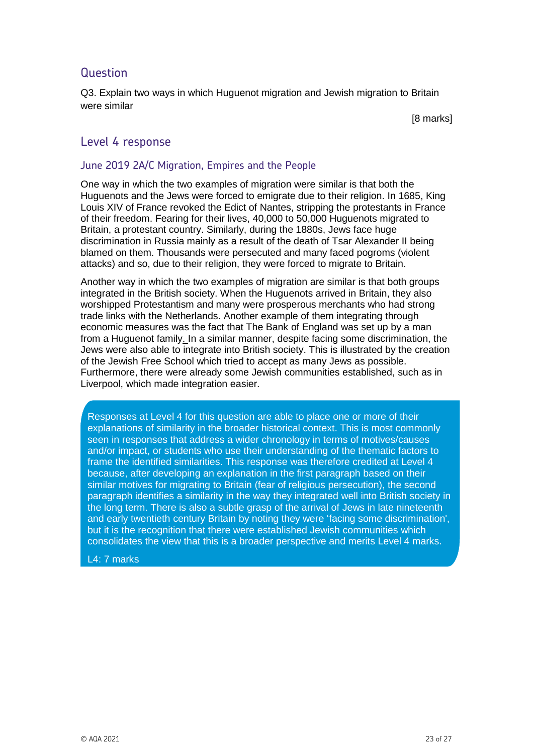## Question

Q3. Explain two ways in which Huguenot migration and Jewish migration to Britain were similar

[8 marks]

## Level 4 response

### June 2019 2A/C Migration, Empires and the People

One way in which the two examples of migration were similar is that both the Huguenots and the Jews were forced to emigrate due to their religion. In 1685, King Louis XIV of France revoked the Edict of Nantes, stripping the protestants in France of their freedom. Fearing for their lives, 40,000 to 50,000 Huguenots migrated to Britain, a protestant country. Similarly, during the 1880s, Jews face huge discrimination in Russia mainly as a result of the death of Tsar Alexander II being blamed on them. Thousands were persecuted and many faced pogroms (violent attacks) and so, due to their religion, they were forced to migrate to Britain.

Another way in which the two examples of migration are similar is that both groups integrated in the British society. When the Huguenots arrived in Britain, they also worshipped Protestantism and many were prosperous merchants who had strong trade links with the Netherlands. Another example of them integrating through economic measures was the fact that The Bank of England was set up by a man from a Huguenot family. In a similar manner, despite facing some discrimination, the Jews were also able to integrate into British society. This is illustrated by the creation of the Jewish Free School which tried to accept as many Jews as possible. Furthermore, there were already some Jewish communities established, such as in Liverpool, which made integration easier.

Responses at Level 4 for this question are able to place one or more of their explanations of similarity in the broader historical context. This is most commonly seen in responses that address a wider chronology in terms of motives/causes and/or impact, or students who use their understanding of the thematic factors to frame the identified similarities. This response was therefore credited at Level 4 because, after developing an explanation in the first paragraph based on their similar motives for migrating to Britain (fear of religious persecution), the second paragraph identifies a similarity in the way they integrated well into British society in the long term. There is also a subtle grasp of the arrival of Jews in late nineteenth and early twentieth century Britain by noting they were 'facing some discrimination', but it is the recognition that there were established Jewish communities which consolidates the view that this is a broader perspective and merits Level 4 marks.

L4: 7 marks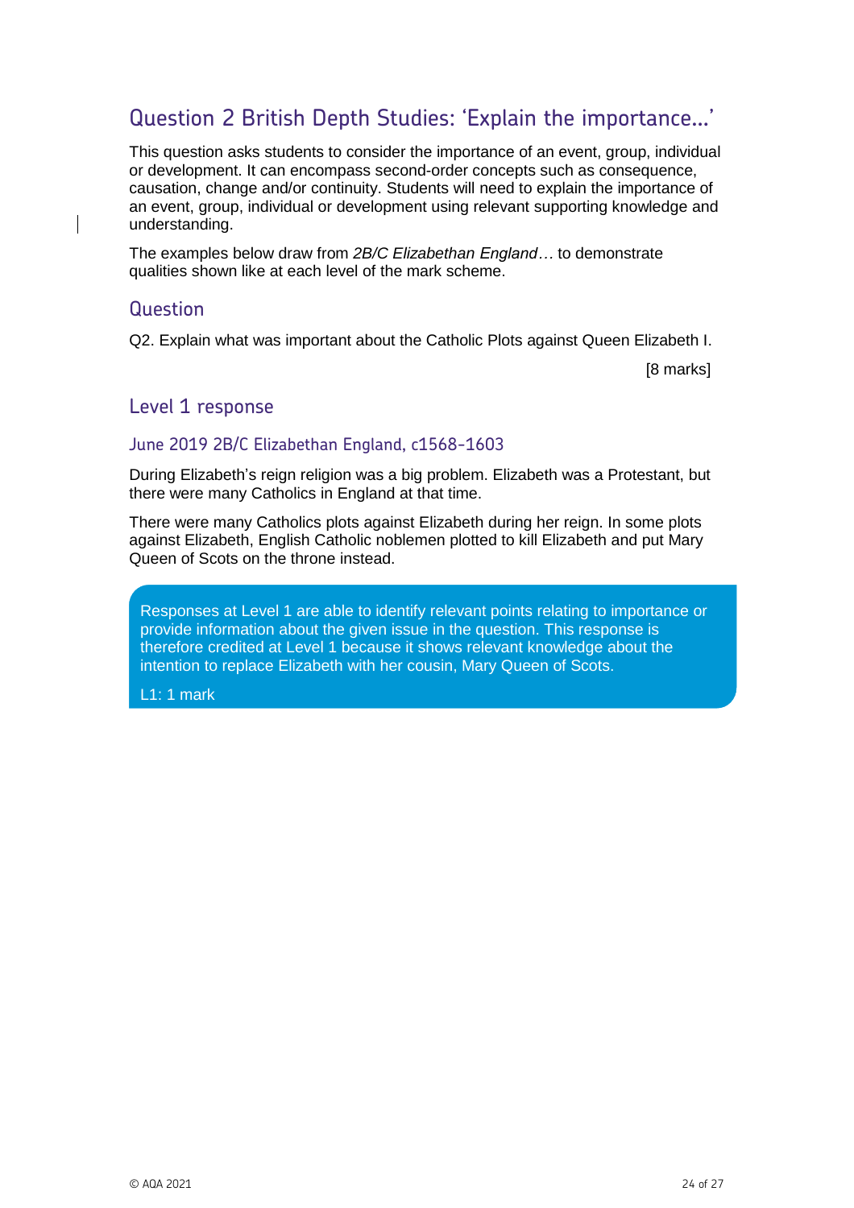## Question 2 British Depth Studies: 'Explain the importance…'

This question asks students to consider the importance of an event, group, individual or development. It can encompass second-order concepts such as consequence, causation, change and/or continuity. Students will need to explain the importance of an event, group, individual or development using relevant supporting knowledge and understanding.

The examples below draw from *2B/C Elizabethan England…* to demonstrate qualities shown like at each level of the mark scheme.

### Question

Q2. Explain what was important about the Catholic Plots against Queen Elizabeth I.

[8 marks]

### Level 1 response

#### June 2019 2B/C Elizabethan England, c1568-1603

During Elizabeth's reign religion was a big problem. Elizabeth was a Protestant, but there were many Catholics in England at that time.

There were many Catholics plots against Elizabeth during her reign. In some plots against Elizabeth, English Catholic noblemen plotted to kill Elizabeth and put Mary Queen of Scots on the throne instead.

> Responses at Level 1 are able to identify relevant points relating to importance or provide information about the given issue in the question. This response is therefore credited at Level 1 because it shows relevant knowledge about the intention to replace Elizabeth with her cousin, Mary Queen of Scots.
>
> L1: 1 mark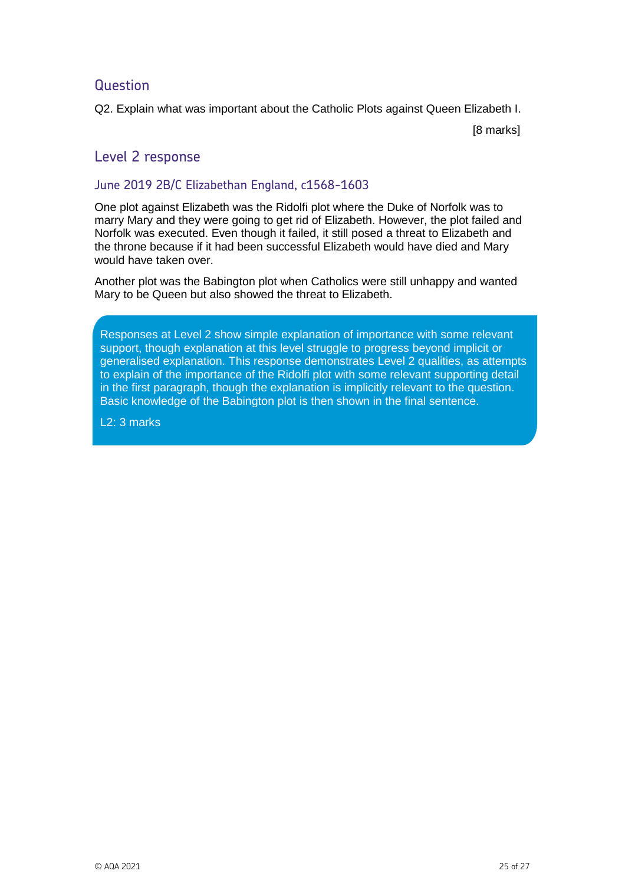## Question

Q2. Explain what was important about the Catholic Plots against Queen Elizabeth I.

[8 marks]

## Level 2 response

### June 2019 2B/C Elizabethan England, c1568-1603

One plot against Elizabeth was the Ridolfi plot where the Duke of Norfolk was to marry Mary and they were going to get rid of Elizabeth. However, the plot failed and Norfolk was executed. Even though it failed, it still posed a threat to Elizabeth and the throne because if it had been successful Elizabeth would have died and Mary would have taken over.

Another plot was the Babington plot when Catholics were still unhappy and wanted Mary to be Queen but also showed the threat to Elizabeth.

Responses at Level 2 show simple explanation of importance with some relevant support, though explanation at this level struggle to progress beyond implicit or generalised explanation. This response demonstrates Level 2 qualities, as attempts to explain of the importance of the Ridolfi plot with some relevant supporting detail in the first paragraph, though the explanation is implicitly relevant to the question. Basic knowledge of the Babington plot is then shown in the final sentence.

L2: 3 marks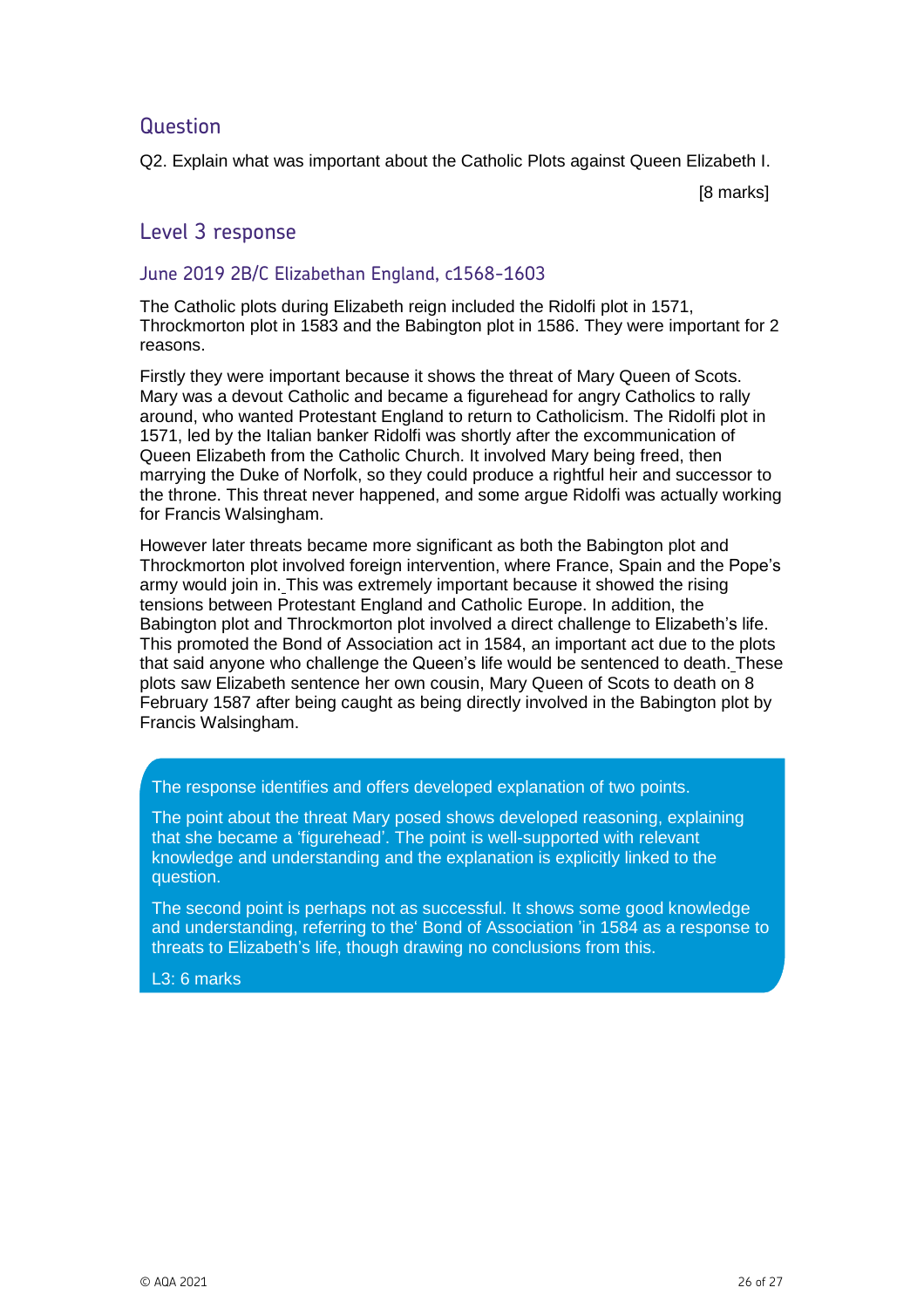## Question

Q2. Explain what was important about the Catholic Plots against Queen Elizabeth I.

[8 marks]

## Level 3 response

### June 2019 2B/C Elizabethan England, c1568-1603

The Catholic plots during Elizabeth reign included the Ridolfi plot in 1571, Throckmorton plot in 1583 and the Babington plot in 1586. They were important for 2 reasons.

Firstly they were important because it shows the threat of Mary Queen of Scots. Mary was a devout Catholic and became a figurehead for angry Catholics to rally around, who wanted Protestant England to return to Catholicism. The Ridolfi plot in 1571, led by the Italian banker Ridolfi was shortly after the excommunication of Queen Elizabeth from the Catholic Church. It involved Mary being freed, then marrying the Duke of Norfolk, so they could produce a rightful heir and successor to the throne. This threat never happened, and some argue Ridolfi was actually working for Francis Walsingham.

However later threats became more significant as both the Babington plot and Throckmorton plot involved foreign intervention, where France, Spain and the Pope's army would join in. This was extremely important because it showed the rising tensions between Protestant England and Catholic Europe. In addition, the Babington plot and Throckmorton plot involved a direct challenge to Elizabeth's life. This promoted the Bond of Association act in 1584, an important act due to the plots that said anyone who challenge the Queen's life would be sentenced to death. These plots saw Elizabeth sentence her own cousin, Mary Queen of Scots to death on 8 February 1587 after being caught as being directly involved in the Babington plot by Francis Walsingham.

The response identifies and offers developed explanation of two points.

The point about the threat Mary posed shows developed reasoning, explaining that she became a 'figurehead'. The point is well-supported with relevant knowledge and understanding and the explanation is explicitly linked to the question.

The second point is perhaps not as successful. It shows some good knowledge and understanding, referring to the' Bond of Association 'in 1584 as a response to threats to Elizabeth's life, though drawing no conclusions from this.

L3: 6 marks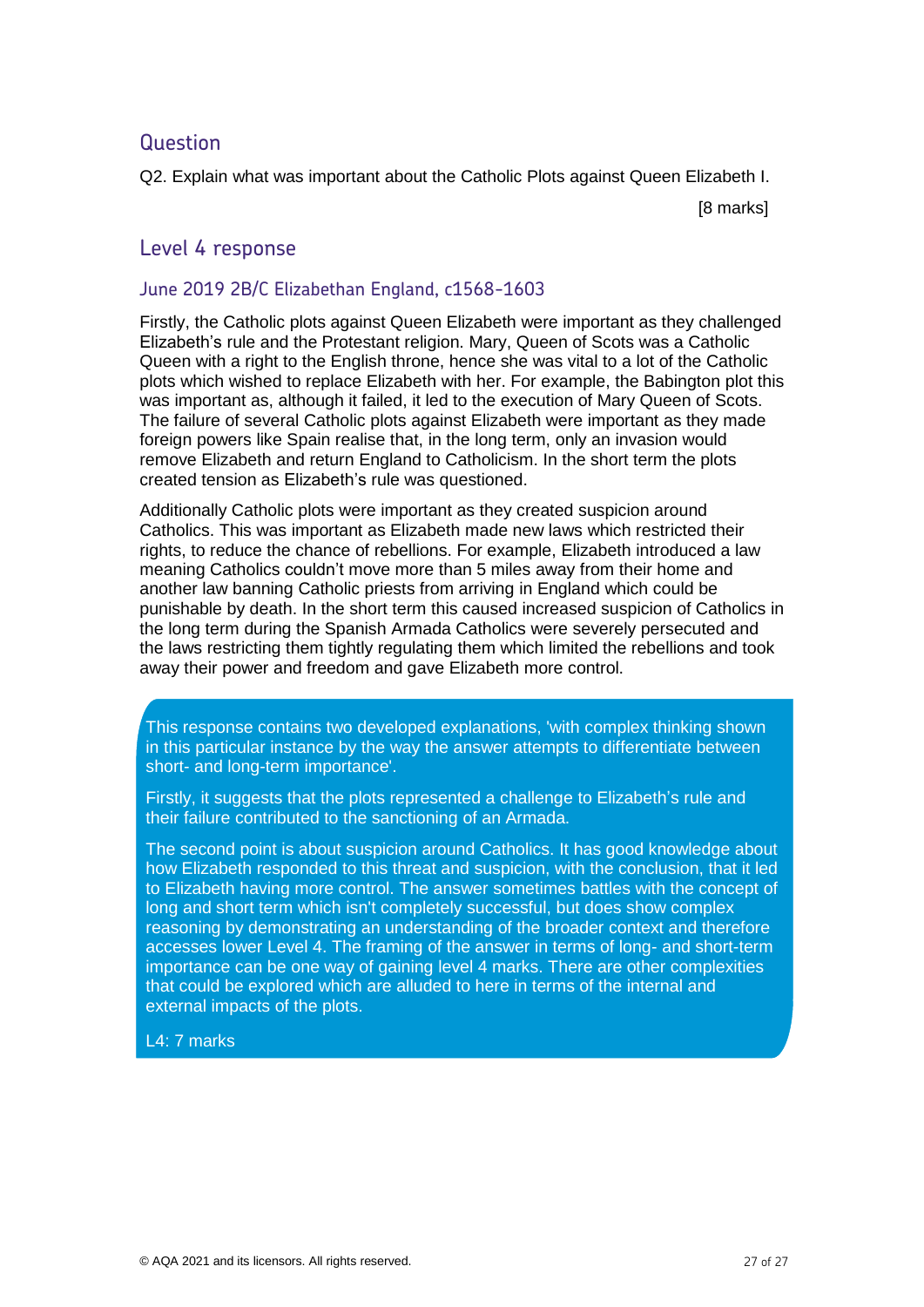## Question

Q2. Explain what was important about the Catholic Plots against Queen Elizabeth I.

[8 marks]

## Level 4 response

### June 2019 2B/C Elizabethan England, c1568-1603

Firstly, the Catholic plots against Queen Elizabeth were important as they challenged Elizabeth's rule and the Protestant religion. Mary, Queen of Scots was a Catholic Queen with a right to the English throne, hence she was vital to a lot of the Catholic plots which wished to replace Elizabeth with her. For example, the Babington plot this was important as, although it failed, it led to the execution of Mary Queen of Scots. The failure of several Catholic plots against Elizabeth were important as they made foreign powers like Spain realise that, in the long term, only an invasion would remove Elizabeth and return England to Catholicism. In the short term the plots created tension as Elizabeth's rule was questioned.

Additionally Catholic plots were important as they created suspicion around Catholics. This was important as Elizabeth made new laws which restricted their rights, to reduce the chance of rebellions. For example, Elizabeth introduced a law meaning Catholics couldn't move more than 5 miles away from their home and another law banning Catholic priests from arriving in England which could be punishable by death. In the short term this caused increased suspicion of Catholics in the long term during the Spanish Armada Catholics were severely persecuted and the laws restricting them tightly regulating them which limited the rebellions and took away their power and freedom and gave Elizabeth more control.

This response contains two developed explanations, 'with complex thinking shown in this particular instance by the way the answer attempts to differentiate between short- and long-term importance'.

Firstly, it suggests that the plots represented a challenge to Elizabeth's rule and their failure contributed to the sanctioning of an Armada.

The second point is about suspicion around Catholics. It has good knowledge about how Elizabeth responded to this threat and suspicion, with the conclusion, that it led to Elizabeth having more control. The answer sometimes battles with the concept of long and short term which isn't completely successful, but does show complex reasoning by demonstrating an understanding of the broader context and therefore accesses lower Level 4. The framing of the answer in terms of long- and short-term importance can be one way of gaining level 4 marks. There are other complexities that could be explored which are alluded to here in terms of the internal and external impacts of the plots.

L4: 7 marks